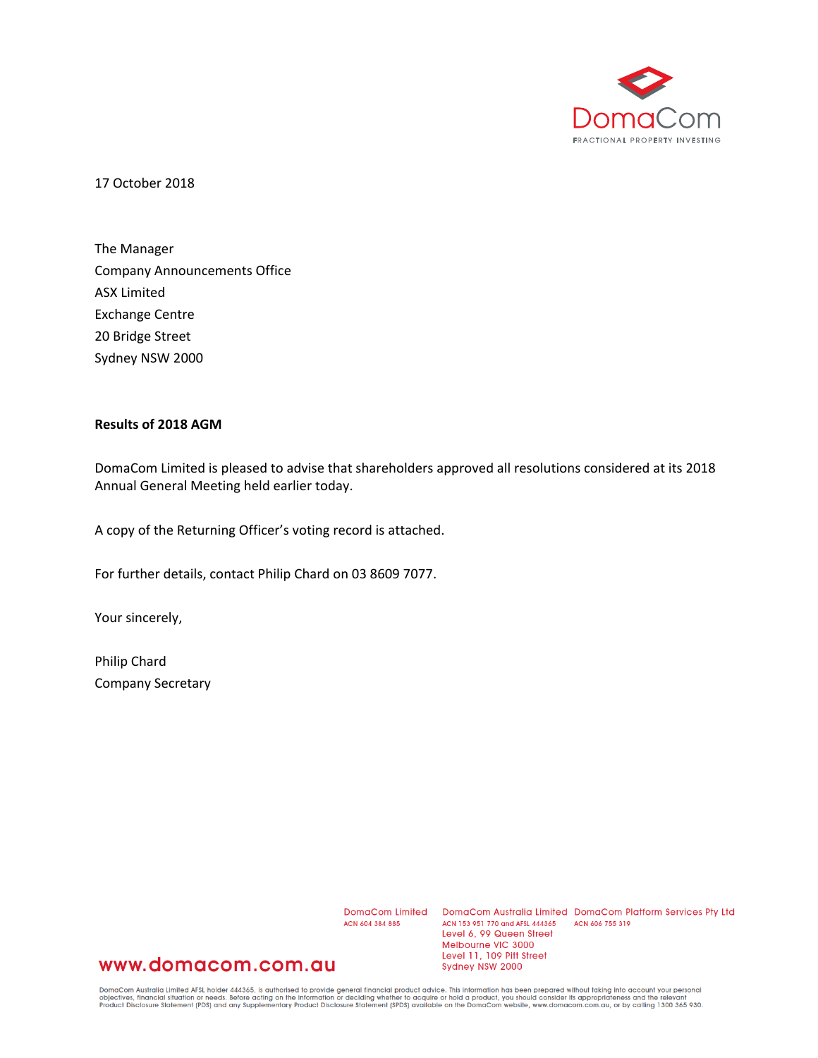DomaCom

FRACTIONAL PROPERTY INVESTING

17 October 2018

The Manager
Company Announcements Office
ASX Limited
Exchange Centre
20 Bridge Street
Sydney NSW 2000

**Results of 2018 AGM**

DomaCom Limited is pleased to advise that shareholders approved all resolutions considered at its 2018 Annual General Meeting held earlier today.

A copy of the Returning Officer's voting record is attached.

For further details, contact Philip Chard on 03 8609 7077.

Your sincerely,

Philip Chard
Company Secretary

www.domacom.com.au

DomaCom Limited
ACN 604 384 885

DomaCom Australia Limited
ACN 153 951 770 and AFSL 444365
Level 6, 99 Queen Street
Melbourne VIC 3000
Level 11, 109 Pitt Street
Sydney NSW 2000

DomaCom Platform Services Pty Ltd
ACN 606 755 319

DomaCom Australia Limited AFSL holder 444365, is authorised to provide general financial product advice. This information has been prepared without taking into account your personal objectives, financial situation or needs. Before acting on the information or deciding whether to acquire or hold a product, you should consider its appropriateness and the relevant Product Disclosure Statement (PDS) and any Supplementary Product Disclosure Statement (SPDS) available on the DomaCom website, www.domacom.com.au, or by calling 1300 365 930.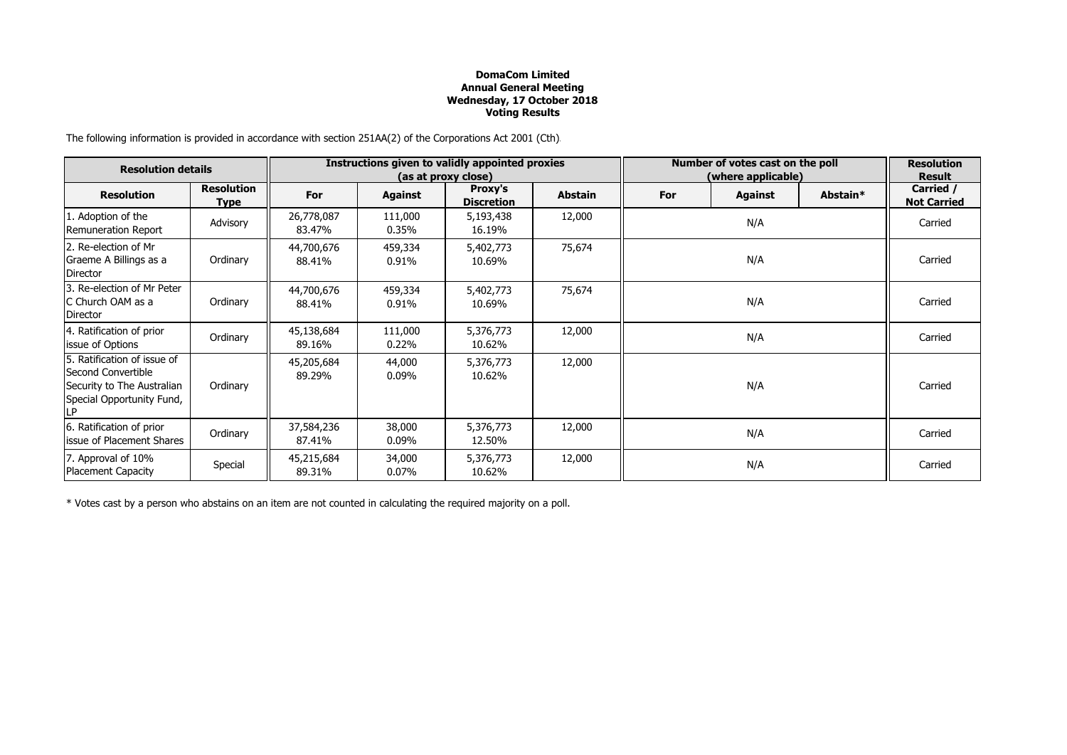**DomaCom Limited**
**Annual General Meeting**
**Wednesday, 17 October 2018**
**Voting Results**

The following information is provided in accordance with section 251AA(2) of the Corporations Act 2001 (Cth).

| Resolution details | | Instructions given to validly appointed proxies (as at proxy close) | | | | Number of votes cast on the poll (where applicable) | | | Resolution Result |
|---|---|---|---|---|---|---|---|---|---|
| **Resolution** | **Resolution Type** | **For** | **Against** | **Proxy's Discretion** | **Abstain** | **For** | **Against** | **Abstain*** | **Carried / Not Carried** |
| 1. Adoption of the Remuneration Report | Advisory | 26,778,087 83.47% | 111,000 0.35% | 5,193,438 16.19% | 12,000 | N/A | | | Carried |
| 2. Re-election of Mr Graeme A Billings as a Director | Ordinary | 44,700,676 88.41% | 459,334 0.91% | 5,402,773 10.69% | 75,674 | N/A | | | Carried |
| 3. Re-election of Mr Peter C Church OAM as a Director | Ordinary | 44,700,676 88.41% | 459,334 0.91% | 5,402,773 10.69% | 75,674 | N/A | | | Carried |
| 4. Ratification of prior issue of Options | Ordinary | 45,138,684 89.16% | 111,000 0.22% | 5,376,773 10.62% | 12,000 | N/A | | | Carried |
| 5. Ratification of issue of Second Convertible Security to The Australian Special Opportunity Fund, LP | Ordinary | 45,205,684 89.29% | 44,000 0.09% | 5,376,773 10.62% | 12,000 | N/A | | | Carried |
| 6. Ratification of prior issue of Placement Shares | Ordinary | 37,584,236 87.41% | 38,000 0.09% | 5,376,773 12.50% | 12,000 | N/A | | | Carried |
| 7. Approval of 10% Placement Capacity | Special | 45,215,684 89.31% | 34,000 0.07% | 5,376,773 10.62% | 12,000 | N/A | | | Carried |

* Votes cast by a person who abstains on an item are not counted in calculating the required majority on a poll.